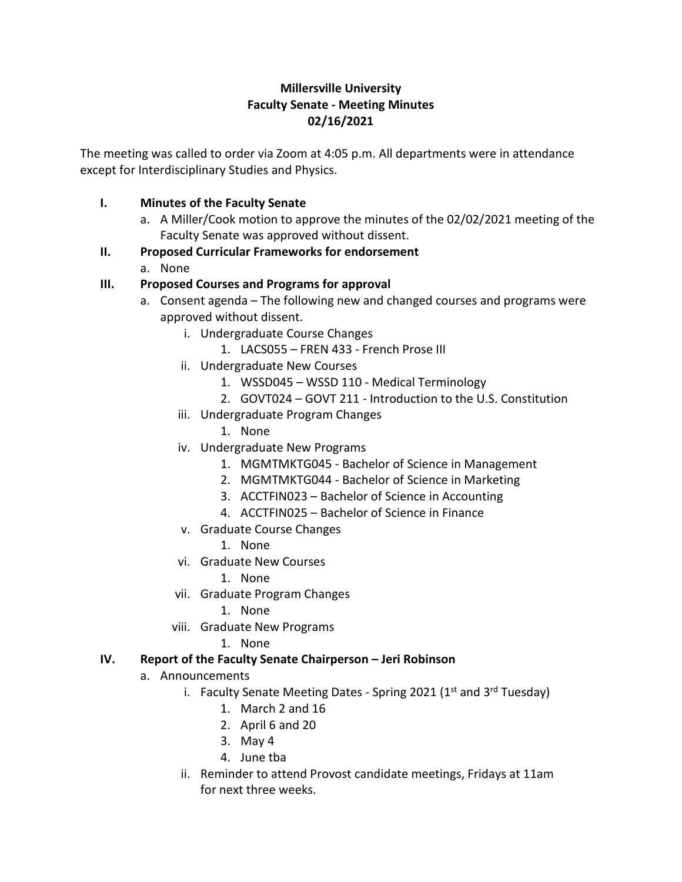**Millersville University**
**Faculty Senate - Meeting Minutes**
**02/16/2021**

The meeting was called to order via Zoom at 4:05 p.m. All departments were in attendance except for Interdisciplinary Studies and Physics.

**I. Minutes of the Faculty Senate**

a. A Miller/Cook motion to approve the minutes of the 02/02/2021 meeting of the Faculty Senate was approved without dissent.

**II. Proposed Curricular Frameworks for endorsement**

a. None

**III. Proposed Courses and Programs for approval**

a. Consent agenda – The following new and changed courses and programs were approved without dissent.

   i. Undergraduate Course Changes
      1. LACS055 – FREN 433 - French Prose III

   ii. Undergraduate New Courses
      1. WSSD045 – WSSD 110 - Medical Terminology
      2. GOVT024 – GOVT 211 - Introduction to the U.S. Constitution

   iii. Undergraduate Program Changes
      1. None

   iv. Undergraduate New Programs
      1. MGMTMKTG045 - Bachelor of Science in Management
      2. MGMTMKTG044 - Bachelor of Science in Marketing
      3. ACCTFIN023 – Bachelor of Science in Accounting
      4. ACCTFIN025 – Bachelor of Science in Finance

   v. Graduate Course Changes
      1. None

   vi. Graduate New Courses
      1. None

   vii. Graduate Program Changes
      1. None

   viii. Graduate New Programs
      1. None

**IV. Report of the Faculty Senate Chairperson – Jeri Robinson**

a. Announcements

   i. Faculty Senate Meeting Dates - Spring 2021 (1st and 3rd Tuesday)
      1. March 2 and 16
      2. April 6 and 20
      3. May 4
      4. June tba

   ii. Reminder to attend Provost candidate meetings, Fridays at 11am for next three weeks.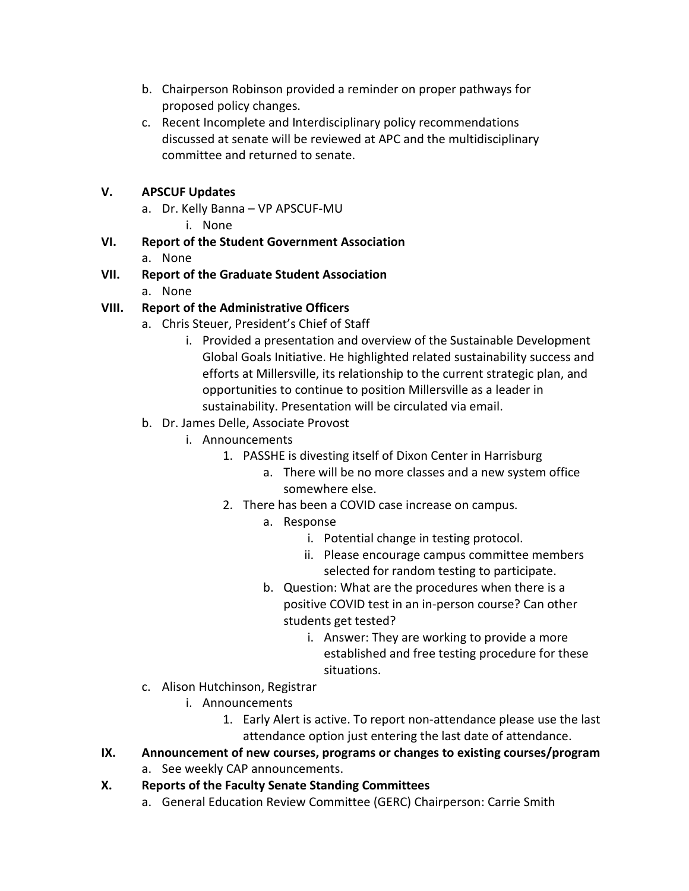b. Chairperson Robinson provided a reminder on proper pathways for proposed policy changes.
c. Recent Incomplete and Interdisciplinary policy recommendations discussed at senate will be reviewed at APC and the multidisciplinary committee and returned to senate.

**V. APSCUF Updates**

a. Dr. Kelly Banna – VP APSCUF-MU
    i. None

**VI. Report of the Student Government Association**

a. None

**VII. Report of the Graduate Student Association**

a. None

**VIII. Report of the Administrative Officers**

a. Chris Steuer, President's Chief of Staff
    i. Provided a presentation and overview of the Sustainable Development Global Goals Initiative. He highlighted related sustainability success and efforts at Millersville, its relationship to the current strategic plan, and opportunities to continue to position Millersville as a leader in sustainability. Presentation will be circulated via email.

b. Dr. James Delle, Associate Provost
    i. Announcements
        1. PASSHE is divesting itself of Dixon Center in Harrisburg
            a. There will be no more classes and a new system office somewhere else.
        2. There has been a COVID case increase on campus.
            a. Response
                i. Potential change in testing protocol.
                ii. Please encourage campus committee members selected for random testing to participate.
            b. Question: What are the procedures when there is a positive COVID test in an in-person course? Can other students get tested?
                i. Answer: They are working to provide a more established and free testing procedure for these situations.

c. Alison Hutchinson, Registrar
    i. Announcements
        1. Early Alert is active. To report non-attendance please use the last attendance option just entering the last date of attendance.

**IX. Announcement of new courses, programs or changes to existing courses/program**

a. See weekly CAP announcements.

**X. Reports of the Faculty Senate Standing Committees**

a. General Education Review Committee (GERC) Chairperson: Carrie Smith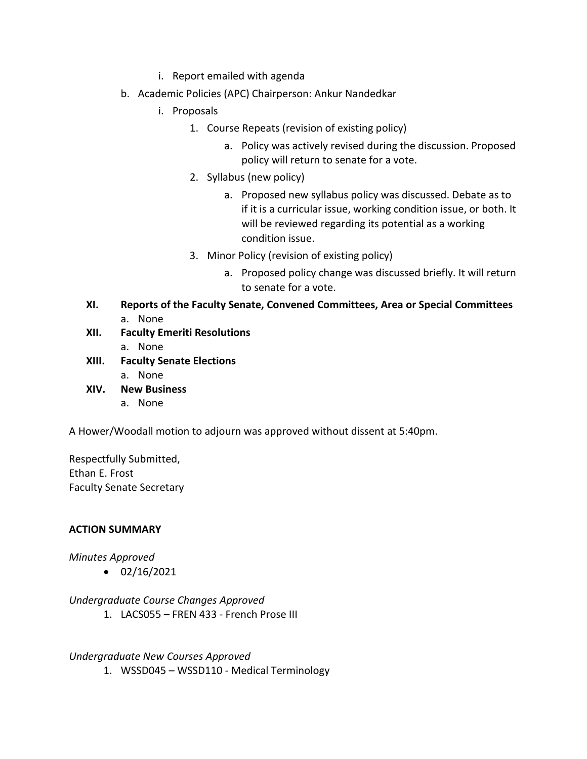i. Report emailed with agenda

b. Academic Policies (APC) Chairperson: Ankur Nandedkar

   i. Proposals

      1. Course Repeats (revision of existing policy)

         a. Policy was actively revised during the discussion. Proposed policy will return to senate for a vote.

      2. Syllabus (new policy)

         a. Proposed new syllabus policy was discussed. Debate as to if it is a curricular issue, working condition issue, or both. It will be reviewed regarding its potential as a working condition issue.

      3. Minor Policy (revision of existing policy)

         a. Proposed policy change was discussed briefly. It will return to senate for a vote.

**XI. Reports of the Faculty Senate, Convened Committees, Area or Special Committees**

a. None

**XII. Faculty Emeriti Resolutions**

a. None

**XIII. Faculty Senate Elections**

a. None

**XIV. New Business**

a. None

A Hower/Woodall motion to adjourn was approved without dissent at 5:40pm.

Respectfully Submitted,
Ethan E. Frost
Faculty Senate Secretary

**ACTION SUMMARY**

*Minutes Approved*

- 02/16/2021

*Undergraduate Course Changes Approved*

1. LACS055 – FREN 433 - French Prose III

*Undergraduate New Courses Approved*

1. WSSD045 – WSSD110 - Medical Terminology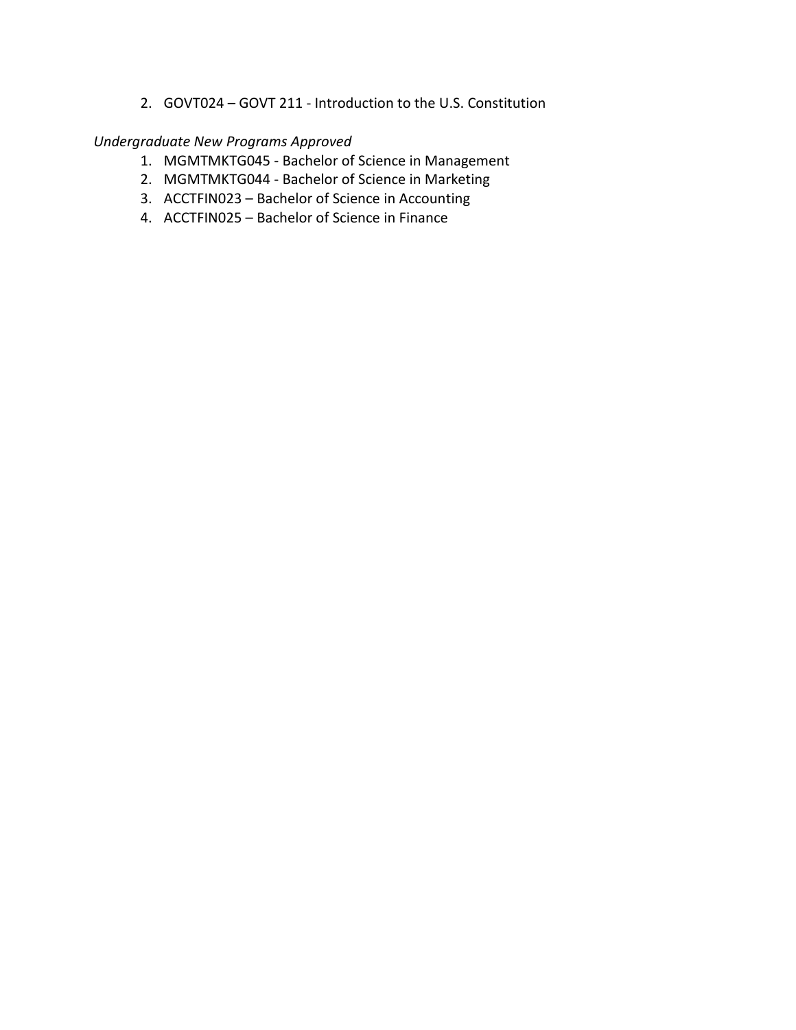2. GOVT024 – GOVT 211 - Introduction to the U.S. Constitution

*Undergraduate New Programs Approved*

1. MGMTMKTG045 - Bachelor of Science in Management
2. MGMTMKTG044 - Bachelor of Science in Marketing
3. ACCTFIN023 – Bachelor of Science in Accounting
4. ACCTFIN025 – Bachelor of Science in Finance